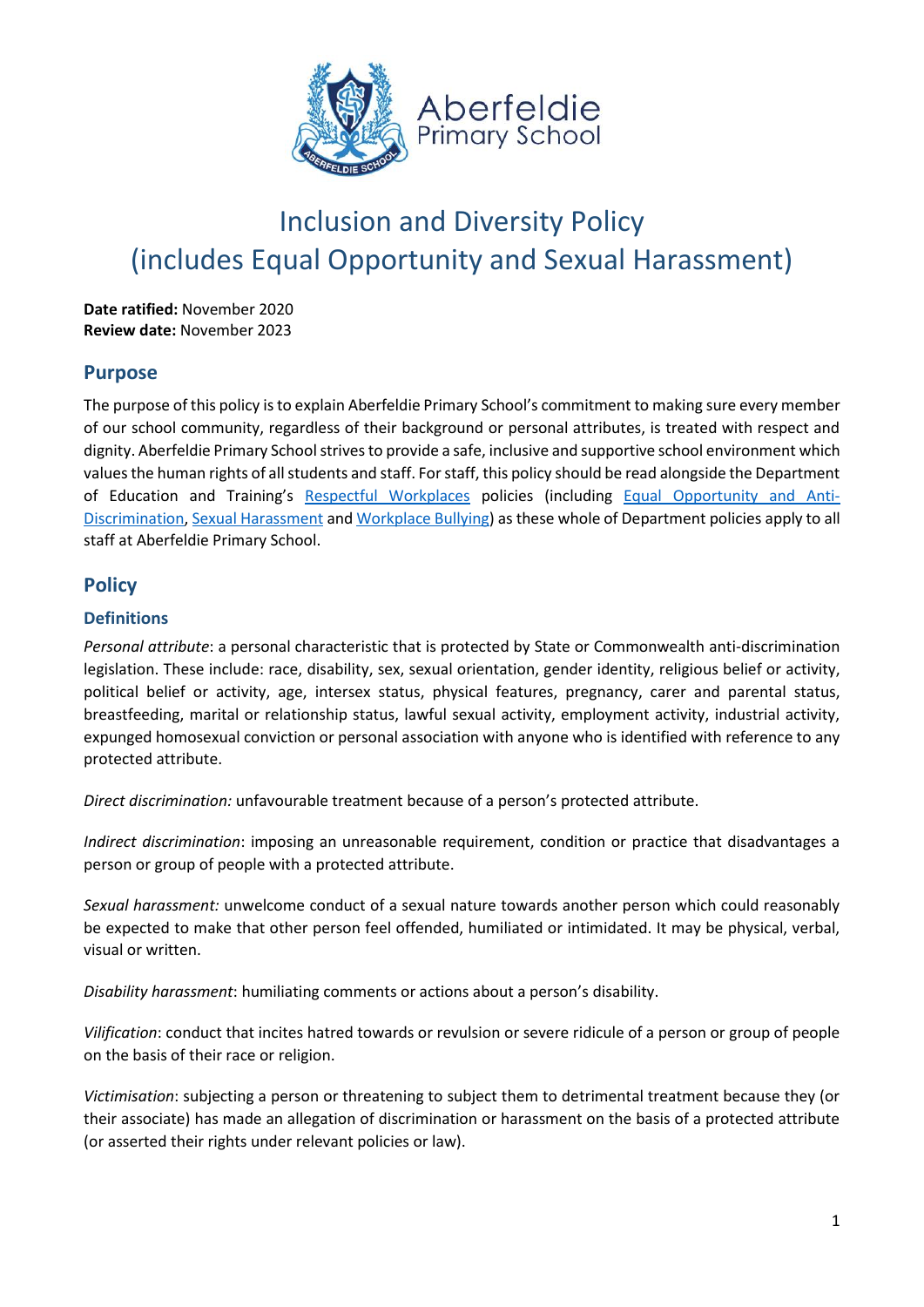# Inclusion and Diversity Policy (includes Equal Opportunity and Sexual Harassment)

**Date ratified:** November 2020
**Review date:** November 2023

## Purpose

The purpose of this policy is to explain Aberfeldie Primary School's commitment to making sure every member of our school community, regardless of their background or personal attributes, is treated with respect and dignity. Aberfeldie Primary School strives to provide a safe, inclusive and supportive school environment which values the human rights of all students and staff. For staff, this policy should be read alongside the Department of Education and Training's Respectful Workplaces policies (including Equal Opportunity and Anti-Discrimination, Sexual Harassment and Workplace Bullying) as these whole of Department policies apply to all staff at Aberfeldie Primary School.

## Policy

### Definitions

*Personal attribute*: a personal characteristic that is protected by State or Commonwealth anti-discrimination legislation. These include: race, disability, sex, sexual orientation, gender identity, religious belief or activity, political belief or activity, age, intersex status, physical features, pregnancy, carer and parental status, breastfeeding, marital or relationship status, lawful sexual activity, employment activity, industrial activity, expunged homosexual conviction or personal association with anyone who is identified with reference to any protected attribute.

*Direct discrimination:* unfavourable treatment because of a person's protected attribute.

*Indirect discrimination*: imposing an unreasonable requirement, condition or practice that disadvantages a person or group of people with a protected attribute.

*Sexual harassment:* unwelcome conduct of a sexual nature towards another person which could reasonably be expected to make that other person feel offended, humiliated or intimidated. It may be physical, verbal, visual or written.

*Disability harassment*: humiliating comments or actions about a person's disability.

*Vilification*: conduct that incites hatred towards or revulsion or severe ridicule of a person or group of people on the basis of their race or religion.

*Victimisation*: subjecting a person or threatening to subject them to detrimental treatment because they (or their associate) has made an allegation of discrimination or harassment on the basis of a protected attribute (or asserted their rights under relevant policies or law).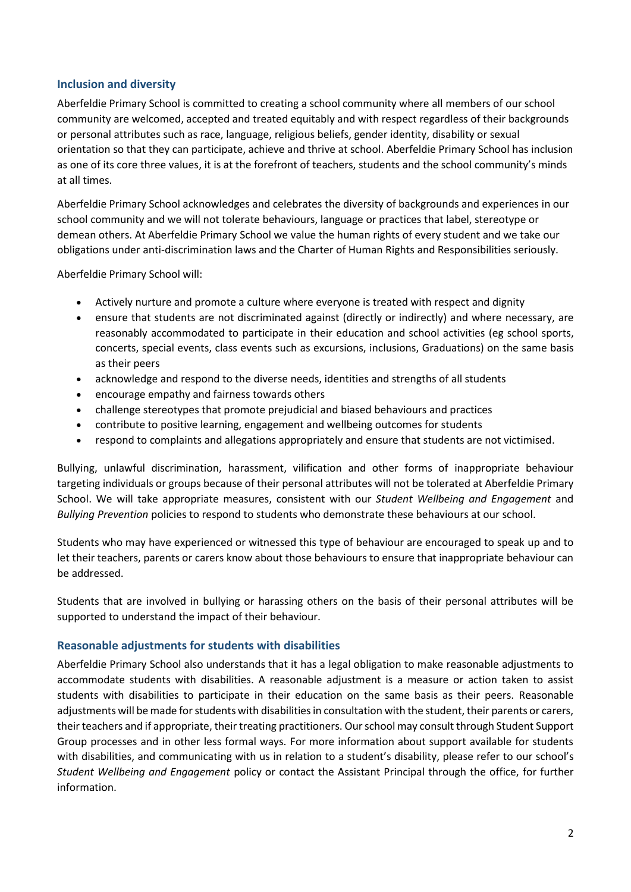## Inclusion and diversity

Aberfeldie Primary School is committed to creating a school community where all members of our school community are welcomed, accepted and treated equitably and with respect regardless of their backgrounds or personal attributes such as race, language, religious beliefs, gender identity, disability or sexual orientation so that they can participate, achieve and thrive at school. Aberfeldie Primary School has inclusion as one of its core three values, it is at the forefront of teachers, students and the school community's minds at all times.

Aberfeldie Primary School acknowledges and celebrates the diversity of backgrounds and experiences in our school community and we will not tolerate behaviours, language or practices that label, stereotype or demean others. At Aberfeldie Primary School we value the human rights of every student and we take our obligations under anti-discrimination laws and the Charter of Human Rights and Responsibilities seriously.

Aberfeldie Primary School will:

- Actively nurture and promote a culture where everyone is treated with respect and dignity
- ensure that students are not discriminated against (directly or indirectly) and where necessary, are reasonably accommodated to participate in their education and school activities (eg school sports, concerts, special events, class events such as excursions, inclusions, Graduations) on the same basis as their peers
- acknowledge and respond to the diverse needs, identities and strengths of all students
- encourage empathy and fairness towards others
- challenge stereotypes that promote prejudicial and biased behaviours and practices
- contribute to positive learning, engagement and wellbeing outcomes for students
- respond to complaints and allegations appropriately and ensure that students are not victimised.

Bullying, unlawful discrimination, harassment, vilification and other forms of inappropriate behaviour targeting individuals or groups because of their personal attributes will not be tolerated at Aberfeldie Primary School. We will take appropriate measures, consistent with our *Student Wellbeing and Engagement* and *Bullying Prevention* policies to respond to students who demonstrate these behaviours at our school.

Students who may have experienced or witnessed this type of behaviour are encouraged to speak up and to let their teachers, parents or carers know about those behaviours to ensure that inappropriate behaviour can be addressed.

Students that are involved in bullying or harassing others on the basis of their personal attributes will be supported to understand the impact of their behaviour.

## Reasonable adjustments for students with disabilities

Aberfeldie Primary School also understands that it has a legal obligation to make reasonable adjustments to accommodate students with disabilities. A reasonable adjustment is a measure or action taken to assist students with disabilities to participate in their education on the same basis as their peers. Reasonable adjustments will be made for students with disabilities in consultation with the student, their parents or carers, their teachers and if appropriate, their treating practitioners. Our school may consult through Student Support Group processes and in other less formal ways. For more information about support available for students with disabilities, and communicating with us in relation to a student's disability, please refer to our school's *Student Wellbeing and Engagement* policy or contact the Assistant Principal through the office, for further information.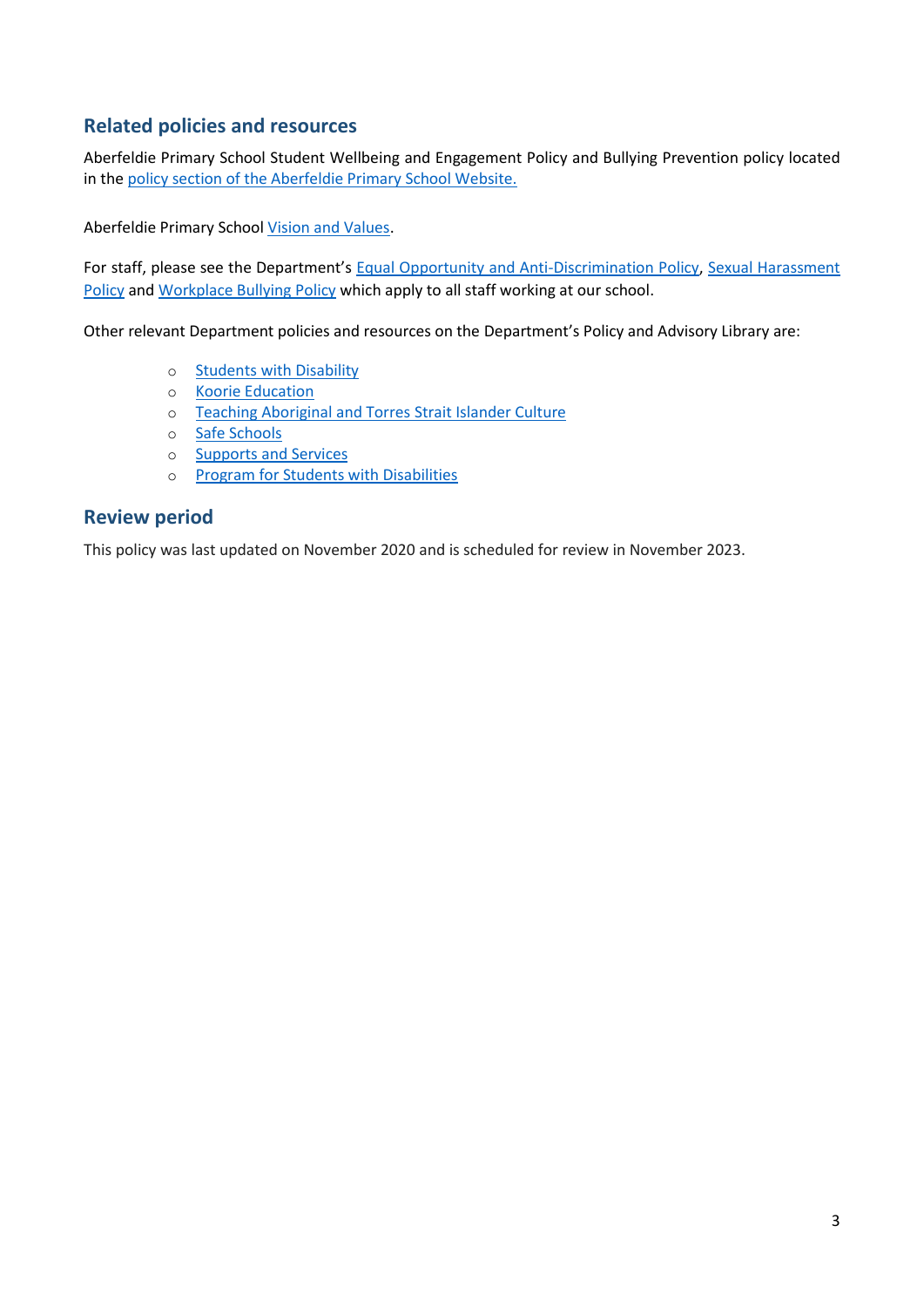## Related policies and resources

Aberfeldie Primary School Student Wellbeing and Engagement Policy and Bullying Prevention policy located in the policy section of the Aberfeldie Primary School Website.

Aberfeldie Primary School Vision and Values.

For staff, please see the Department's Equal Opportunity and Anti-Discrimination Policy, Sexual Harassment Policy and Workplace Bullying Policy which apply to all staff working at our school.

Other relevant Department policies and resources on the Department's Policy and Advisory Library are:

- Students with Disability
- Koorie Education
- Teaching Aboriginal and Torres Strait Islander Culture
- Safe Schools
- Supports and Services
- Program for Students with Disabilities

## Review period

This policy was last updated on November 2020 and is scheduled for review in November 2023.